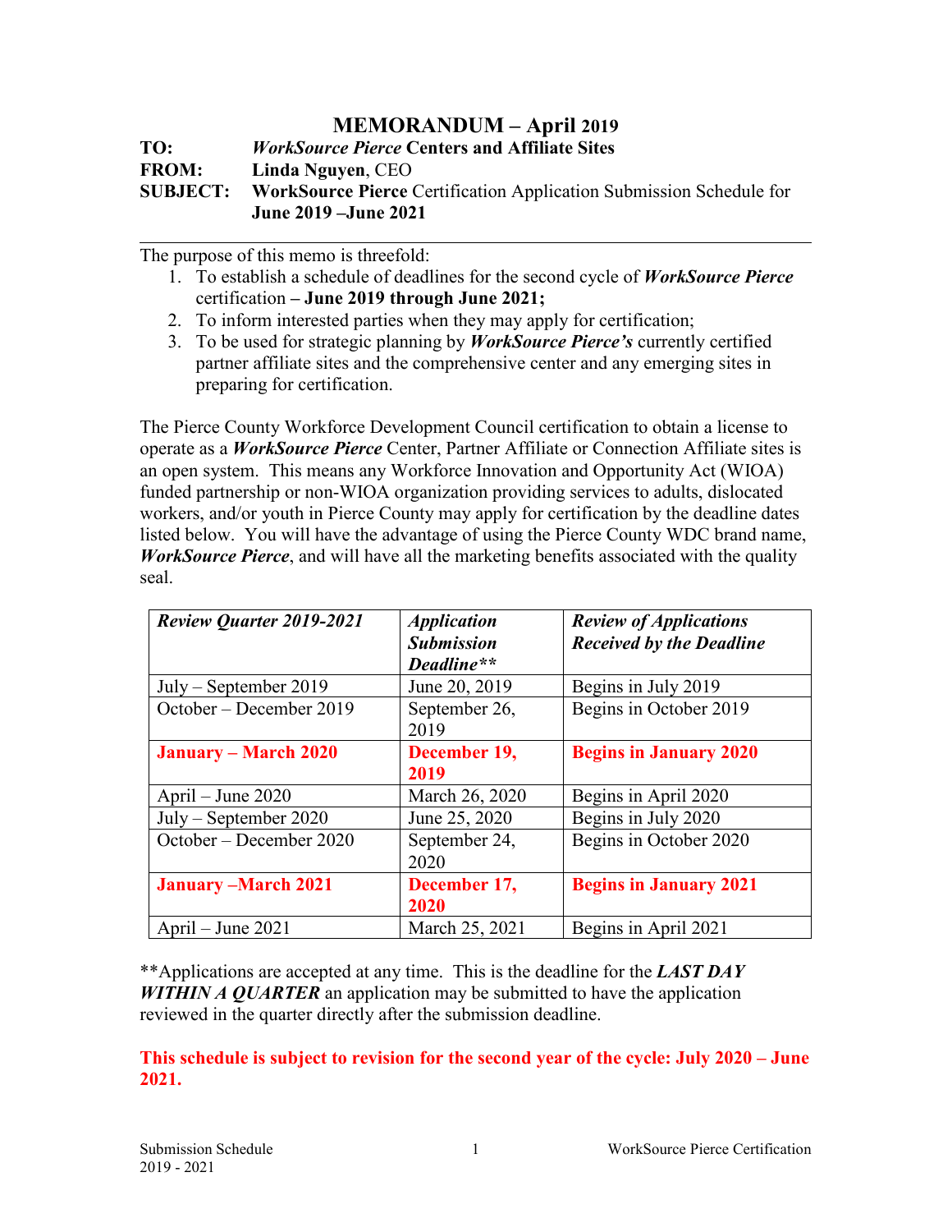# MEMORANDUM – April 2019

**TO:** ***WorkSource Pierce*** **Centers and Affiliate Sites**
**FROM:** **Linda Nguyen**, CEO
**SUBJECT:** **WorkSource Pierce** Certification Application Submission Schedule for **June 2019 –June 2021**

---

The purpose of this memo is threefold:

1. To establish a schedule of deadlines for the second cycle of ***WorkSource Pierce*** certification **– June 2019 through June 2021;**
2. To inform interested parties when they may apply for certification;
3. To be used for strategic planning by ***WorkSource Pierce's*** currently certified partner affiliate sites and the comprehensive center and any emerging sites in preparing for certification.

The Pierce County Workforce Development Council certification to obtain a license to operate as a ***WorkSource Pierce*** Center, Partner Affiliate or Connection Affiliate sites is an open system. This means any Workforce Innovation and Opportunity Act (WIOA) funded partnership or non-WIOA organization providing services to adults, dislocated workers, and/or youth in Pierce County may apply for certification by the deadline dates listed below. You will have the advantage of using the Pierce County WDC brand name, ***WorkSource Pierce***, and will have all the marketing benefits associated with the quality seal.

| ***Review Quarter 2019-2021*** | ***Application Submission Deadline\*\**** | ***Review of Applications Received by the Deadline*** |
|---|---|---|
| July – September 2019 | June 20, 2019 | Begins in July 2019 |
| October – December 2019 | September 26, 2019 | Begins in October 2019 |
| **January – March 2020** | **December 19, 2019** | **Begins in January 2020** |
| April – June 2020 | March 26, 2020 | Begins in April 2020 |
| July – September 2020 | June 25, 2020 | Begins in July 2020 |
| October – December 2020 | September 24, 2020 | Begins in October 2020 |
| **January –March 2021** | **December 17, 2020** | **Begins in January 2021** |
| April – June 2021 | March 25, 2021 | Begins in April 2021 |

**Applications are accepted at any time. This is the deadline for the ***LAST DAY WITHIN A QUARTER*** an application may be submitted to have the application reviewed in the quarter directly after the submission deadline.

**This schedule is subject to revision for the second year of the cycle: July 2020 – June 2021.**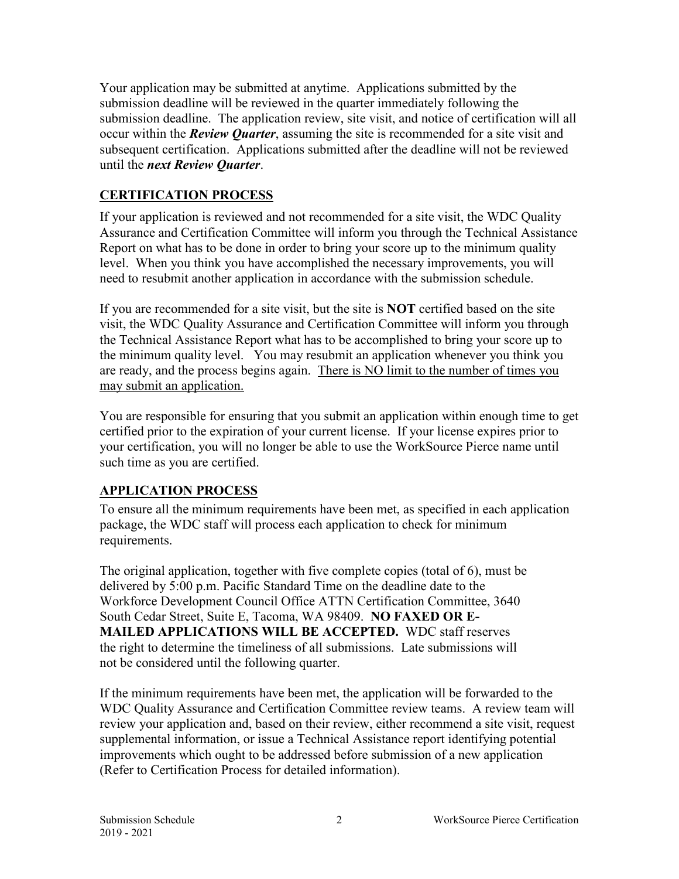Your application may be submitted at anytime. Applications submitted by the submission deadline will be reviewed in the quarter immediately following the submission deadline. The application review, site visit, and notice of certification will all occur within the ***Review Quarter***, assuming the site is recommended for a site visit and subsequent certification. Applications submitted after the deadline will not be reviewed until the ***next Review Quarter***.

## CERTIFICATION PROCESS

If your application is reviewed and not recommended for a site visit, the WDC Quality Assurance and Certification Committee will inform you through the Technical Assistance Report on what has to be done in order to bring your score up to the minimum quality level. When you think you have accomplished the necessary improvements, you will need to resubmit another application in accordance with the submission schedule.

If you are recommended for a site visit, but the site is **NOT** certified based on the site visit, the WDC Quality Assurance and Certification Committee will inform you through the Technical Assistance Report what has to be accomplished to bring your score up to the minimum quality level. You may resubmit an application whenever you think you are ready, and the process begins again. <u>There is NO limit to the number of times you may submit an application.</u>

You are responsible for ensuring that you submit an application within enough time to get certified prior to the expiration of your current license. If your license expires prior to your certification, you will no longer be able to use the WorkSource Pierce name until such time as you are certified.

## APPLICATION PROCESS

To ensure all the minimum requirements have been met, as specified in each application package, the WDC staff will process each application to check for minimum requirements.

The original application, together with five complete copies (total of 6), must be delivered by 5:00 p.m. Pacific Standard Time on the deadline date to the Workforce Development Council Office ATTN Certification Committee, 3640 South Cedar Street, Suite E, Tacoma, WA 98409. **NO FAXED OR E-MAILED APPLICATIONS WILL BE ACCEPTED.** WDC staff reserves the right to determine the timeliness of all submissions. Late submissions will not be considered until the following quarter.

If the minimum requirements have been met, the application will be forwarded to the WDC Quality Assurance and Certification Committee review teams. A review team will review your application and, based on their review, either recommend a site visit, request supplemental information, or issue a Technical Assistance report identifying potential improvements which ought to be addressed before submission of a new application (Refer to Certification Process for detailed information).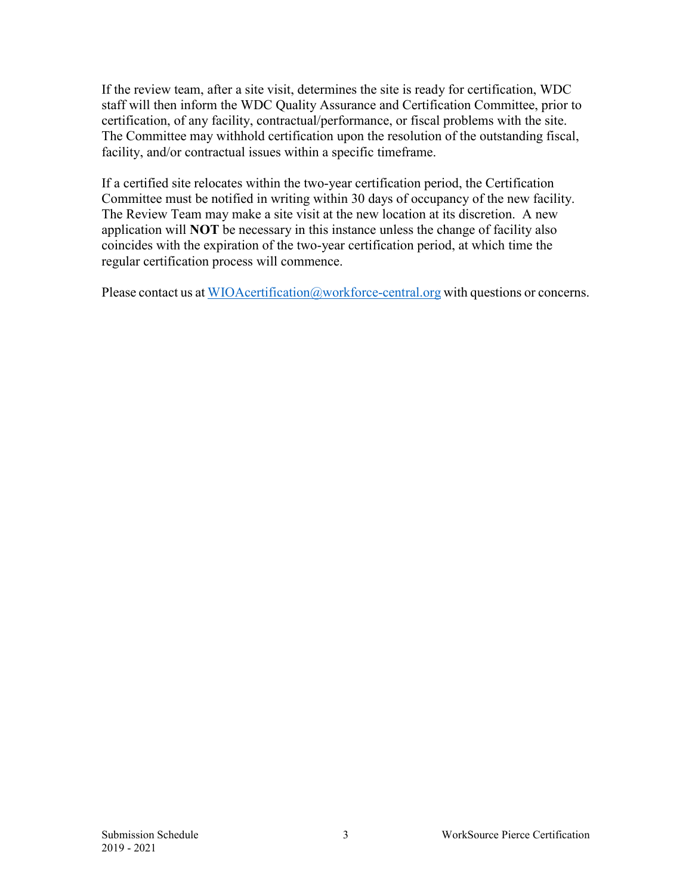If the review team, after a site visit, determines the site is ready for certification, WDC staff will then inform the WDC Quality Assurance and Certification Committee, prior to certification, of any facility, contractual/performance, or fiscal problems with the site. The Committee may withhold certification upon the resolution of the outstanding fiscal, facility, and/or contractual issues within a specific timeframe.

If a certified site relocates within the two-year certification period, the Certification Committee must be notified in writing within 30 days of occupancy of the new facility. The Review Team may make a site visit at the new location at its discretion. A new application will **NOT** be necessary in this instance unless the change of facility also coincides with the expiration of the two-year certification period, at which time the regular certification process will commence.

Please contact us at [WIOAcertification@workforce-central.org](mailto:WIOAcertification@workforce-central.org) with questions or concerns.